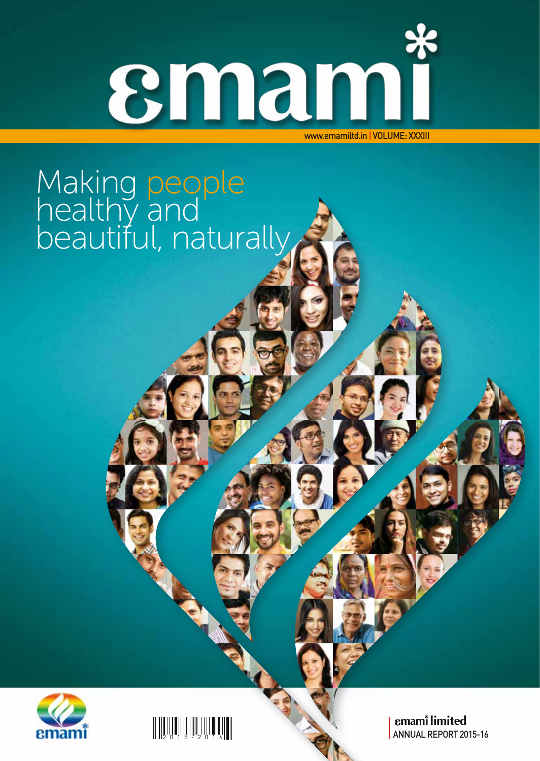# emami

www.emamiltd.in | VOLUME: XXXIII

## Making people healthy and beautiful, naturally

emami limited

ANNUAL REPORT 2015-16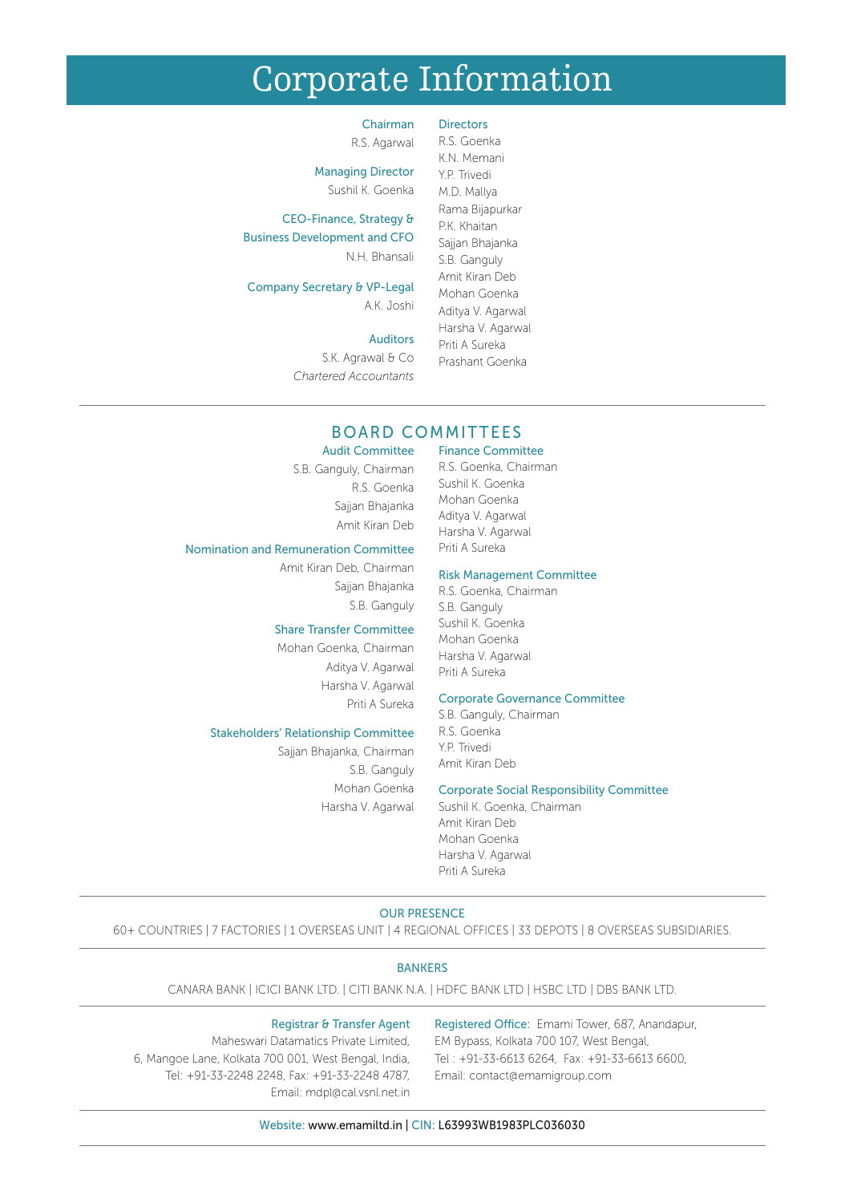# Corporate Information

**Chairman**
R.S. Agarwal

**Managing Director**
Sushil K. Goenka

**CEO-Finance, Strategy & Business Development and CFO**
N.H. Bhansali

**Company Secretary & VP-Legal**
A.K. Joshi

**Auditors**
S.K. Agrawal & Co
*Chartered Accountants*

**Directors**
R.S. Goenka
K.N. Memani
Y.P. Trivedi
M.D. Mallya
Rama Bijapurkar
P.K. Khaitan
Sajjan Bhajanka
S.B. Ganguly
Amit Kiran Deb
Mohan Goenka
Aditya V. Agarwal
Harsha V. Agarwal
Priti A Sureka
Prashant Goenka

## BOARD COMMITTEES

**Audit Committee**
S.B. Ganguly, Chairman
R.S. Goenka
Sajjan Bhajanka
Amit Kiran Deb

**Nomination and Remuneration Committee**
Amit Kiran Deb, Chairman
Sajjan Bhajanka
S.B. Ganguly

**Share Transfer Committee**
Mohan Goenka, Chairman
Aditya V. Agarwal
Harsha V. Agarwal
Priti A Sureka

**Stakeholders' Relationship Committee**
Sajjan Bhajanka, Chairman
S.B. Ganguly
Mohan Goenka
Harsha V. Agarwal

**Finance Committee**
R.S. Goenka, Chairman
Sushil K. Goenka
Mohan Goenka
Aditya V. Agarwal
Harsha V. Agarwal
Priti A Sureka

**Risk Management Committee**
R.S. Goenka, Chairman
S.B. Ganguly
Sushil K. Goenka
Mohan Goenka
Harsha V. Agarwal
Priti A Sureka

**Corporate Governance Committee**
S.B. Ganguly, Chairman
R.S. Goenka
Y.P. Trivedi
Amit Kiran Deb

**Corporate Social Responsibility Committee**
Sushil K. Goenka, Chairman
Amit Kiran Deb
Mohan Goenka
Harsha V. Agarwal
Priti A Sureka

**OUR PRESENCE**

60+ COUNTRIES | 7 FACTORIES | 1 OVERSEAS UNIT | 4 REGIONAL OFFICES | 33 DEPOTS | 8 OVERSEAS SUBSIDIARIES.

**BANKERS**

CANARA BANK | ICICI BANK LTD. | CITI BANK N.A. | HDFC BANK LTD | HSBC LTD | DBS BANK LTD.

**Registrar & Transfer Agent**
Maheswari Datamatics Private Limited,
6, Mangoe Lane, Kolkata 700 001, West Bengal, India,
Tel: +91-33-2248 2248, Fax: +91-33-2248 4787,
Email: mdpl@cal.vsnl.net.in

**Registered Office:** Emami Tower, 687, Anandapur,
EM Bypass, Kolkata 700 107, West Bengal,
Tel : +91-33-6613 6264, Fax: +91-33-6613 6600,
Email: contact@emamigroup.com

**Website:** www.emamiltd.in | **CIN:** L63993WB1983PLC036030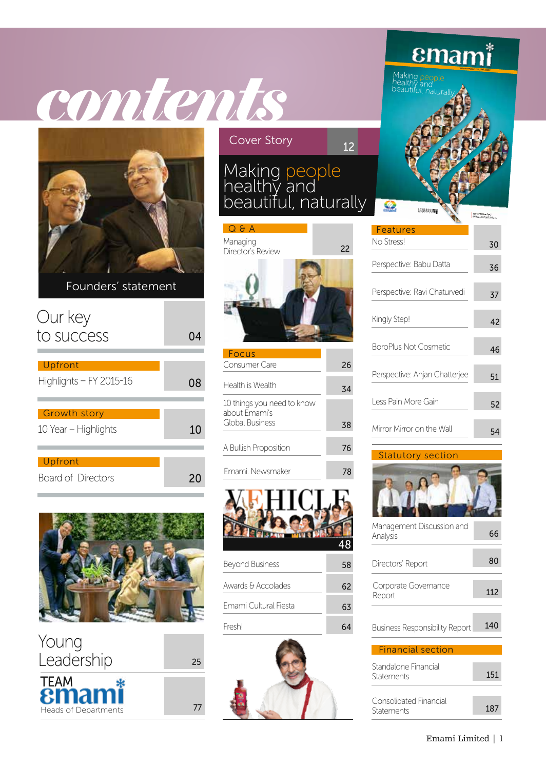# contents

Founders' statement

Our key to success 04

Upfront
Highlights – FY 2015-16 08

Growth story
10 Year – Highlights 10

Upfront
Board of Directors 20

Young Leadership 25

TEAM emami
Heads of Departments 77

## Cover Story 12

Making people healthy and beautiful, naturally

Q & A
Managing Director's Review 22

Focus
Consumer Care 26

Health is Wealth 34

10 things you need to know about Emami's Global Business 38

A Bullish Proposition 76

Emami. Newsmaker 78

VEHICLE 48

Beyond Business 58

Awards & Accolades 62

Emami Cultural Fiesta 63

Fresh! 64

Features
No Stress! 30

Perspective: Babu Datta 36

Perspective: Ravi Chaturvedi 37

Kingly Step! 42

BoroPlus Not Cosmetic 46

Perspective: Anjan Chatterjee 51

Less Pain More Gain 52

Mirror Mirror on the Wall 54

Statutory section

Management Discussion and Analysis 66

Directors' Report 80

Corporate Governance Report 112

Business Responsibility Report 140

Financial section

Standalone Financial Statements 151

Consolidated Financial Statements 187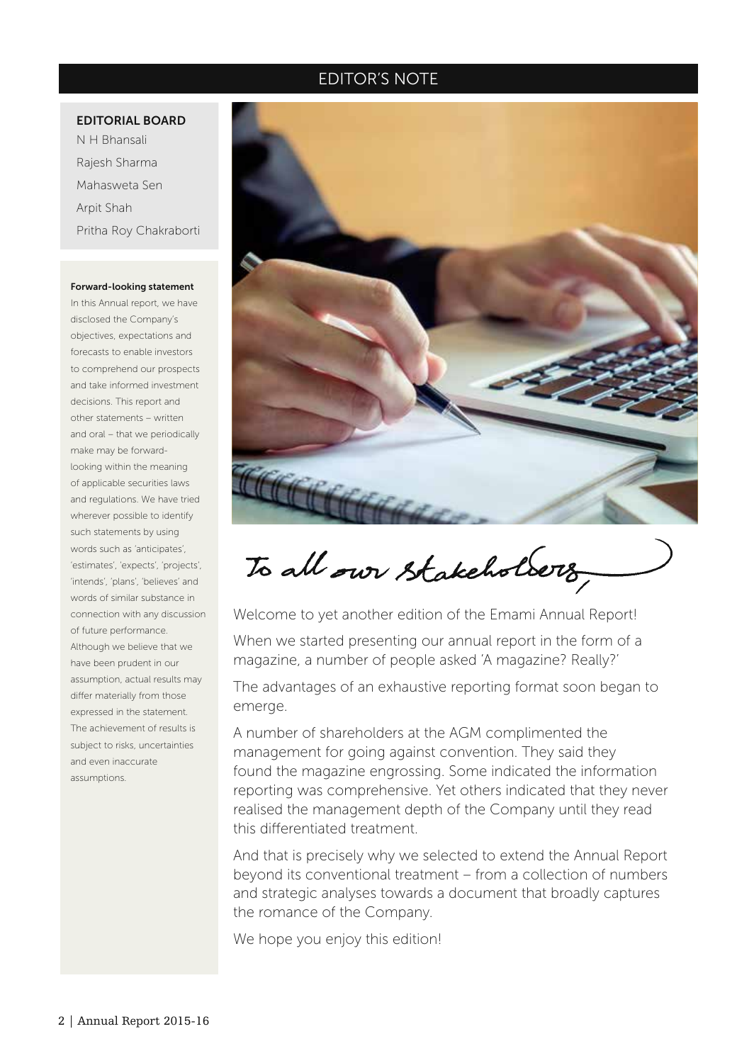# EDITOR'S NOTE

**EDITORIAL BOARD**

N H Bhansali
Rajesh Sharma
Mahasweta Sen
Arpit Shah
Pritha Roy Chakraborti

**Forward-looking statement**

In this Annual report, we have disclosed the Company's objectives, expectations and forecasts to enable investors to comprehend our prospects and take informed investment decisions. This report and other statements – written and oral – that we periodically make may be forward-looking within the meaning of applicable securities laws and regulations. We have tried wherever possible to identify such statements by using words such as 'anticipates', 'estimates', 'expects', 'projects', 'intends', 'plans', 'believes' and words of similar substance in connection with any discussion of future performance. Although we believe that we have been prudent in our assumption, actual results may differ materially from those expressed in the statement. The achievement of results is subject to risks, uncertainties and even inaccurate assumptions.

*To all our stakeholders,*

Welcome to yet another edition of the Emami Annual Report!

When we started presenting our annual report in the form of a magazine, a number of people asked 'A magazine? Really?'

The advantages of an exhaustive reporting format soon began to emerge.

A number of shareholders at the AGM complimented the management for going against convention. They said they found the magazine engrossing. Some indicated the information reporting was comprehensive. Yet others indicated that they never realised the management depth of the Company until they read this differentiated treatment.

And that is precisely why we selected to extend the Annual Report beyond its conventional treatment – from a collection of numbers and strategic analyses towards a document that broadly captures the romance of the Company.

We hope you enjoy this edition!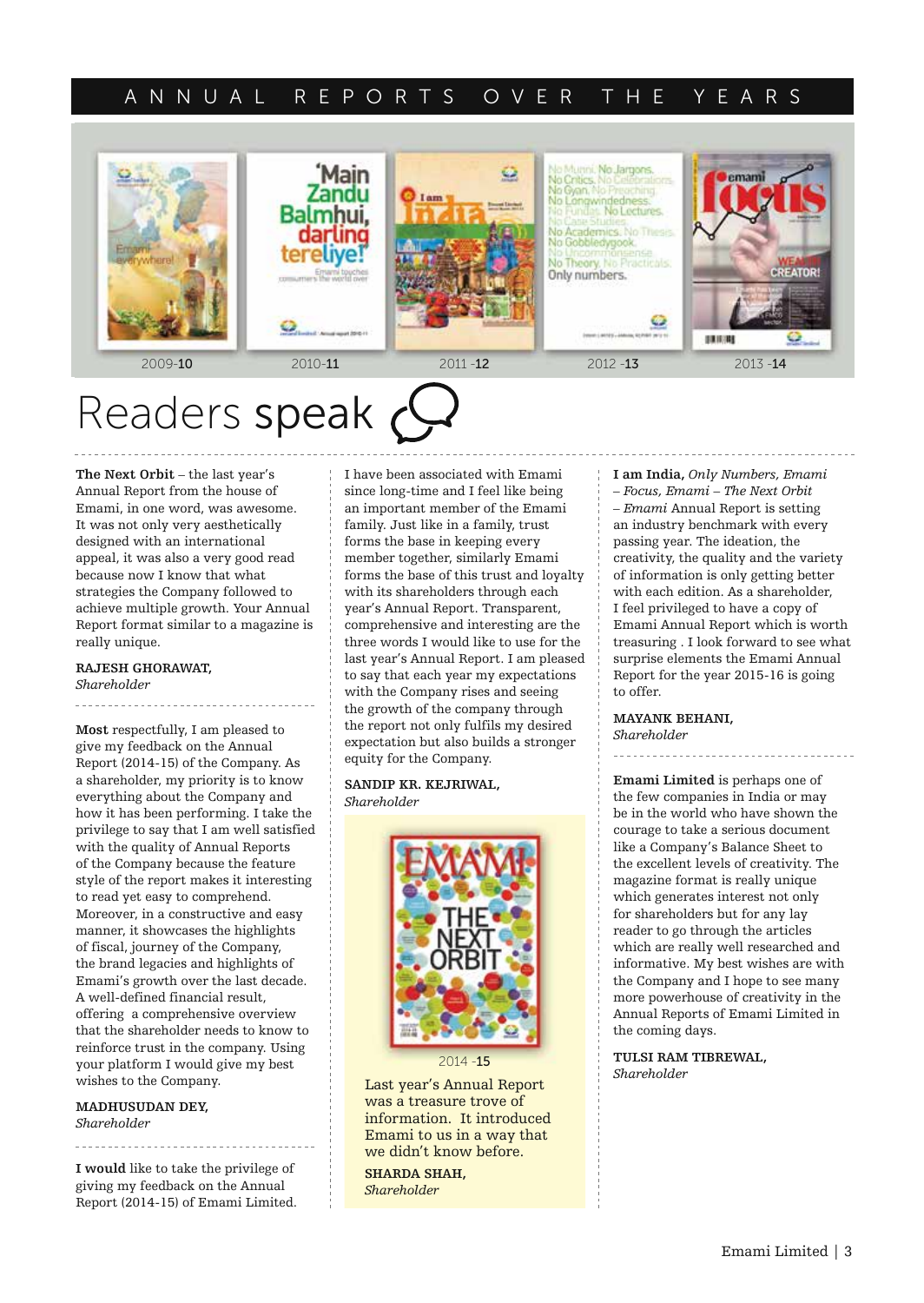# ANNUAL REPORTS OVER THE YEARS

2009-**10**

2010-**11**

2011 -**12**

2012 -**13**

2013 -**14**

# Readers speak

**The Next Orbit** – the last year's Annual Report from the house of Emami, in one word, was awesome. It was not only very aesthetically designed with an international appeal, it was also a very good read because now I know that what strategies the Company followed to achieve multiple growth. Your Annual Report format similar to a magazine is really unique.

**RAJESH GHORAWAT,**
*Shareholder*

**Most** respectfully, I am pleased to give my feedback on the Annual Report (2014-15) of the Company. As a shareholder, my priority is to know everything about the Company and how it has been performing. I take the privilege to say that I am well satisfied with the quality of Annual Reports of the Company because the feature style of the report makes it interesting to read yet easy to comprehend. Moreover, in a constructive and easy manner, it showcases the highlights of fiscal, journey of the Company, the brand legacies and highlights of Emami's growth over the last decade. A well-defined financial result, offering a comprehensive overview that the shareholder needs to know to reinforce trust in the company. Using your platform I would give my best wishes to the Company.

**MADHUSUDAN DEY,**
*Shareholder*

**I would** like to take the privilege of giving my feedback on the Annual Report (2014-15) of Emami Limited. I have been associated with Emami since long-time and I feel like being an important member of the Emami family. Just like in a family, trust forms the base in keeping every member together, similarly Emami forms the base of this trust and loyalty with its shareholders through each year's Annual Report. Transparent, comprehensive and interesting are the three words I would like to use for the last year's Annual Report. I am pleased to say that each year my expectations with the Company rises and seeing the growth of the company through the report not only fulfils my desired expectation but also builds a stronger equity for the Company.

**SANDIP KR. KEJRIWAL,**
*Shareholder*

2014 -**15**

Last year's Annual Report was a treasure trove of information. It introduced Emami to us in a way that we didn't know before.

**SHARDA SHAH,**
*Shareholder*

**I am India,** *Only Numbers, Emami – Focus, Emami – The Next Orbit – Emami* Annual Report is setting an industry benchmark with every passing year. The ideation, the creativity, the quality and the variety of information is only getting better with each edition. As a shareholder, I feel privileged to have a copy of Emami Annual Report which is worth treasuring . I look forward to see what surprise elements the Emami Annual Report for the year 2015-16 is going to offer.

**MAYANK BEHANI,**
*Shareholder*

**Emami Limited** is perhaps one of the few companies in India or may be in the world who have shown the courage to take a serious document like a Company's Balance Sheet to the excellent levels of creativity. The magazine format is really unique which generates interest not only for shareholders but for any lay reader to go through the articles which are really well researched and informative. My best wishes are with the Company and I hope to see many more powerhouse of creativity in the Annual Reports of Emami Limited in the coming days.

**TULSI RAM TIBREWAL,**
*Shareholder*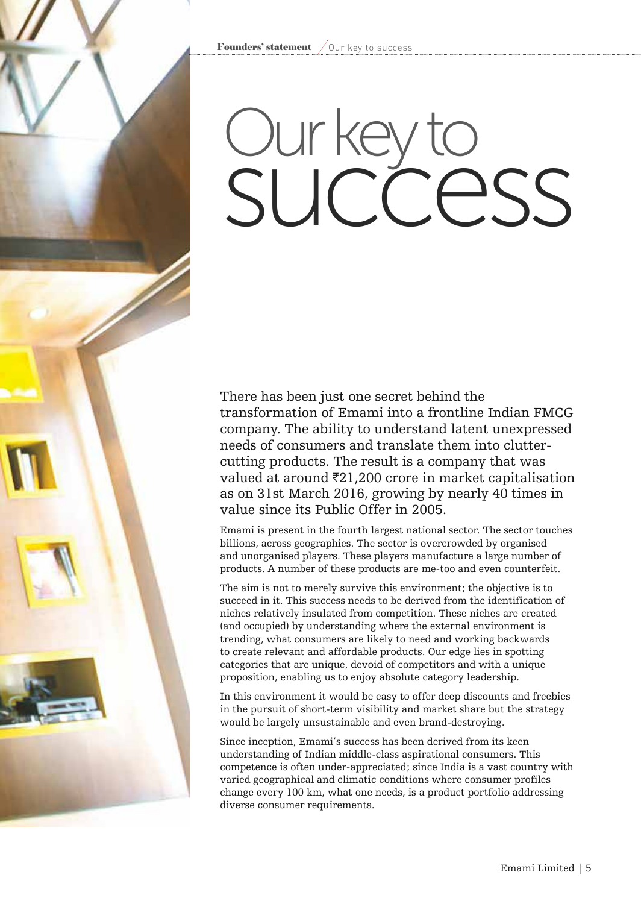# Our key to success

There has been just one secret behind the transformation of Emami into a frontline Indian FMCG company. The ability to understand latent unexpressed needs of consumers and translate them into clutter-cutting products. The result is a company that was valued at around ₹21,200 crore in market capitalisation as on 31st March 2016, growing by nearly 40 times in value since its Public Offer in 2005.

Emami is present in the fourth largest national sector. The sector touches billions, across geographies. The sector is overcrowded by organised and unorganised players. These players manufacture a large number of products. A number of these products are me-too and even counterfeit.

The aim is not to merely survive this environment; the objective is to succeed in it. This success needs to be derived from the identification of niches relatively insulated from competition. These niches are created (and occupied) by understanding where the external environment is trending, what consumers are likely to need and working backwards to create relevant and affordable products. Our edge lies in spotting categories that are unique, devoid of competitors and with a unique proposition, enabling us to enjoy absolute category leadership.

In this environment it would be easy to offer deep discounts and freebies in the pursuit of short-term visibility and market share but the strategy would be largely unsustainable and even brand-destroying.

Since inception, Emami's success has been derived from its keen understanding of Indian middle-class aspirational consumers. This competence is often under-appreciated; since India is a vast country with varied geographical and climatic conditions where consumer profiles change every 100 km, what one needs, is a product portfolio addressing diverse consumer requirements.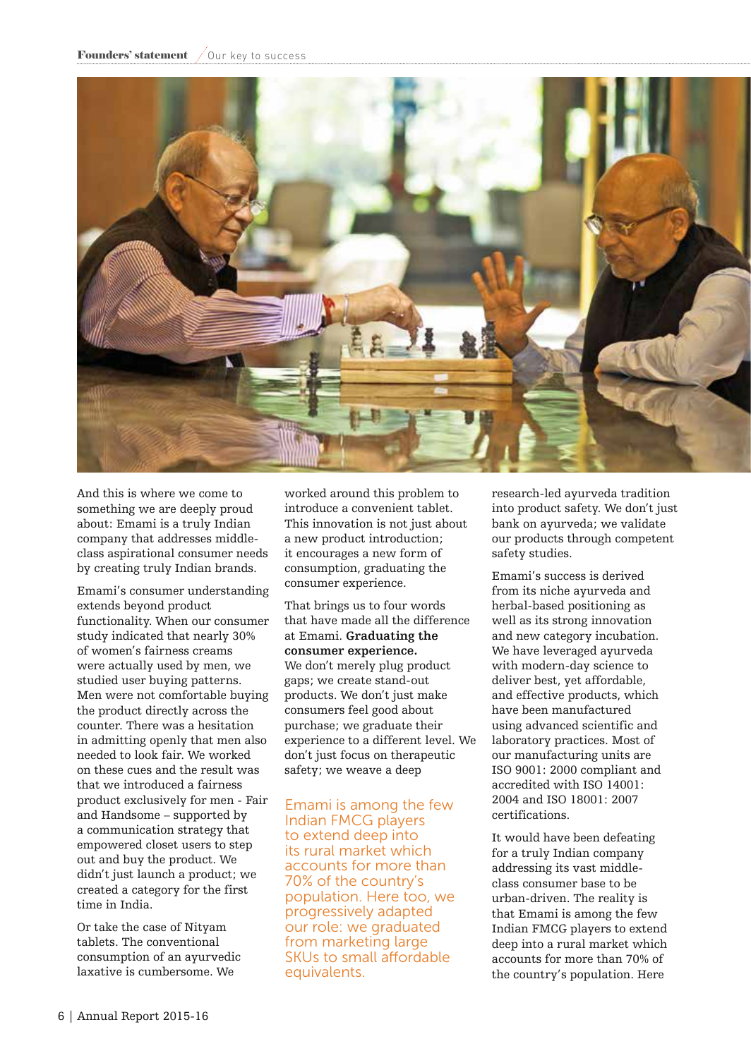And this is where we come to something we are deeply proud about: Emami is a truly Indian company that addresses middle-class aspirational consumer needs by creating truly Indian brands.

Emami's consumer understanding extends beyond product functionality. When our consumer study indicated that nearly 30% of women's fairness creams were actually used by men, we studied user buying patterns. Men were not comfortable buying the product directly across the counter. There was a hesitation in admitting openly that men also needed to look fair. We worked on these cues and the result was that we introduced a fairness product exclusively for men - Fair and Handsome – supported by a communication strategy that empowered closet users to step out and buy the product. We didn't just launch a product; we created a category for the first time in India.

Or take the case of Nityam tablets. The conventional consumption of an ayurvedic laxative is cumbersome. We worked around this problem to introduce a convenient tablet. This innovation is not just about a new product introduction; it encourages a new form of consumption, graduating the consumer experience.

That brings us to four words that have made all the difference at Emami. **Graduating the consumer experience.** We don't merely plug product gaps; we create stand-out products. We don't just make consumers feel good about purchase; we graduate their experience to a different level. We don't just focus on therapeutic safety; we weave a deep research-led ayurveda tradition into product safety. We don't just bank on ayurveda; we validate our products through competent safety studies.

> Emami is among the few Indian FMCG players to extend deep into its rural market which accounts for more than 70% of the country's population. Here too, we progressively adapted our role: we graduated from marketing large SKUs to small affordable equivalents.

Emami's success is derived from its niche ayurveda and herbal-based positioning as well as its strong innovation and new category incubation. We have leveraged ayurveda with modern-day science to deliver best, yet affordable, and effective products, which have been manufactured using advanced scientific and laboratory practices. Most of our manufacturing units are ISO 9001: 2000 compliant and accredited with ISO 14001: 2004 and ISO 18001: 2007 certifications.

It would have been defeating for a truly Indian company addressing its vast middle-class consumer base to be urban-driven. The reality is that Emami is among the few Indian FMCG players to extend deep into a rural market which accounts for more than 70% of the country's population. Here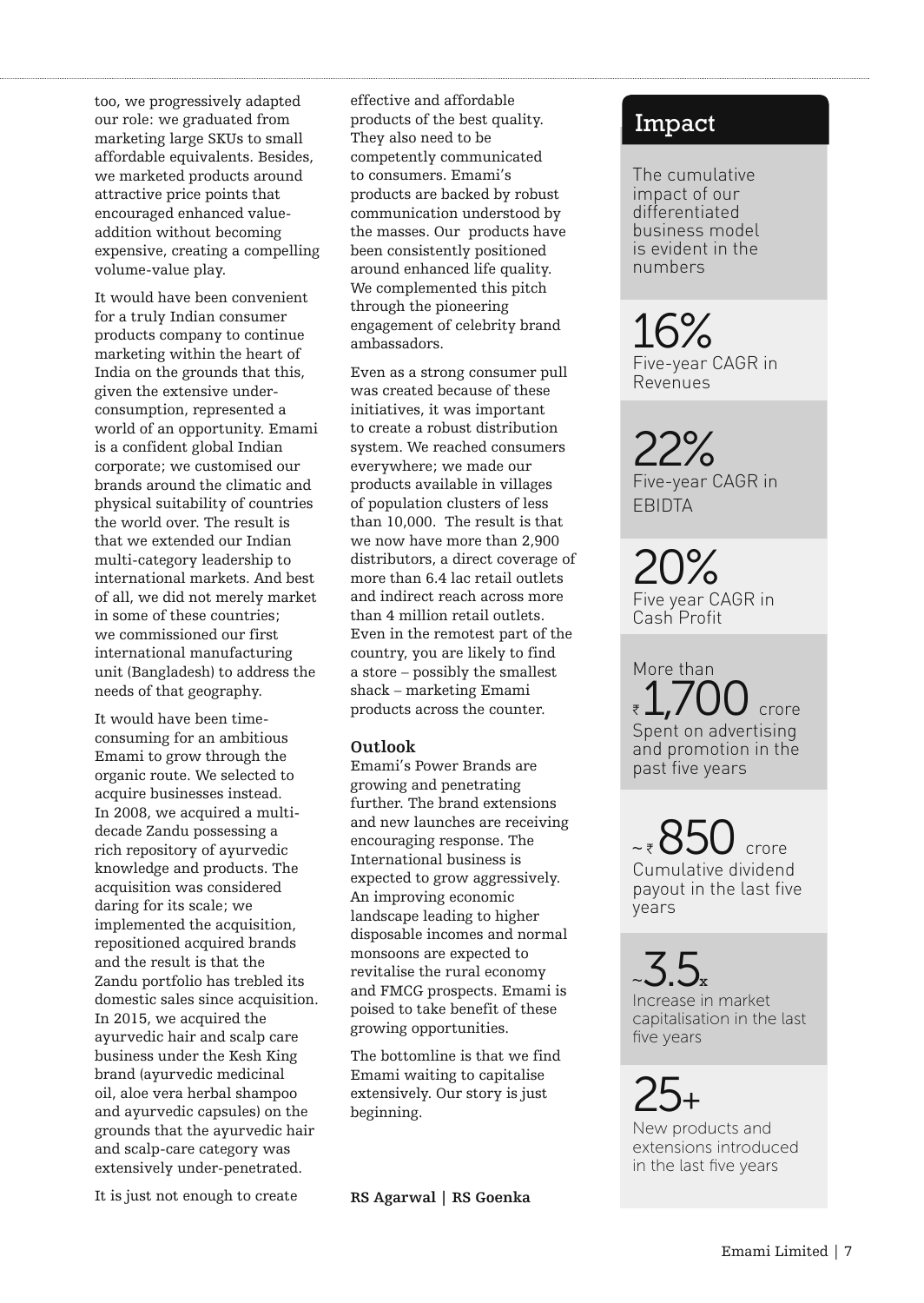too, we progressively adapted our role: we graduated from marketing large SKUs to small affordable equivalents. Besides, we marketed products around attractive price points that encouraged enhanced value-addition without becoming expensive, creating a compelling volume-value play.

It would have been convenient for a truly Indian consumer products company to continue marketing within the heart of India on the grounds that this, given the extensive under-consumption, represented a world of an opportunity. Emami is a confident global Indian corporate; we customised our brands around the climatic and physical suitability of countries the world over. The result is that we extended our Indian multi-category leadership to international markets. And best of all, we did not merely market in some of these countries; we commissioned our first international manufacturing unit (Bangladesh) to address the needs of that geography.

It would have been time-consuming for an ambitious Emami to grow through the organic route. We selected to acquire businesses instead. In 2008, we acquired a multi-decade Zandu possessing a rich repository of ayurvedic knowledge and products. The acquisition was considered daring for its scale; we implemented the acquisition, repositioned acquired brands and the result is that the Zandu portfolio has trebled its domestic sales since acquisition. In 2015, we acquired the ayurvedic hair and scalp care business under the Kesh King brand (ayurvedic medicinal oil, aloe vera herbal shampoo and ayurvedic capsules) on the grounds that the ayurvedic hair and scalp-care category was extensively under-penetrated.

It is just not enough to create effective and affordable products of the best quality. They also need to be competently communicated to consumers. Emami's products are backed by robust communication understood by the masses. Our products have been consistently positioned around enhanced life quality. We complemented this pitch through the pioneering engagement of celebrity brand ambassadors.

Even as a strong consumer pull was created because of these initiatives, it was important to create a robust distribution system. We reached consumers everywhere; we made our products available in villages of population clusters of less than 10,000. The result is that we now have more than 2,900 distributors, a direct coverage of more than 6.4 lac retail outlets and indirect reach across more than 4 million retail outlets. Even in the remotest part of the country, you are likely to find a store – possibly the smallest shack – marketing Emami products across the counter.

**Outlook**

Emami's Power Brands are growing and penetrating further. The brand extensions and new launches are receiving encouraging response. The International business is expected to grow aggressively. An improving economic landscape leading to higher disposable incomes and normal monsoons are expected to revitalise the rural economy and FMCG prospects. Emami is poised to take benefit of these growing opportunities.

The bottomline is that we find Emami waiting to capitalise extensively. Our story is just beginning.

**RS Agarwal | RS Goenka**

## Impact

The cumulative impact of our differentiated business model is evident in the numbers

**16%**
Five-year CAGR in Revenues

**22%**
Five-year CAGR in EBIDTA

**20%**
Five year CAGR in Cash Profit

More than **₹ 1,700** crore
Spent on advertising and promotion in the past five years

**~ ₹ 850** crore
Cumulative dividend payout in the last five years

**~3.5x**
Increase in market capitalisation in the last five years

**25+**
New products and extensions introduced in the last five years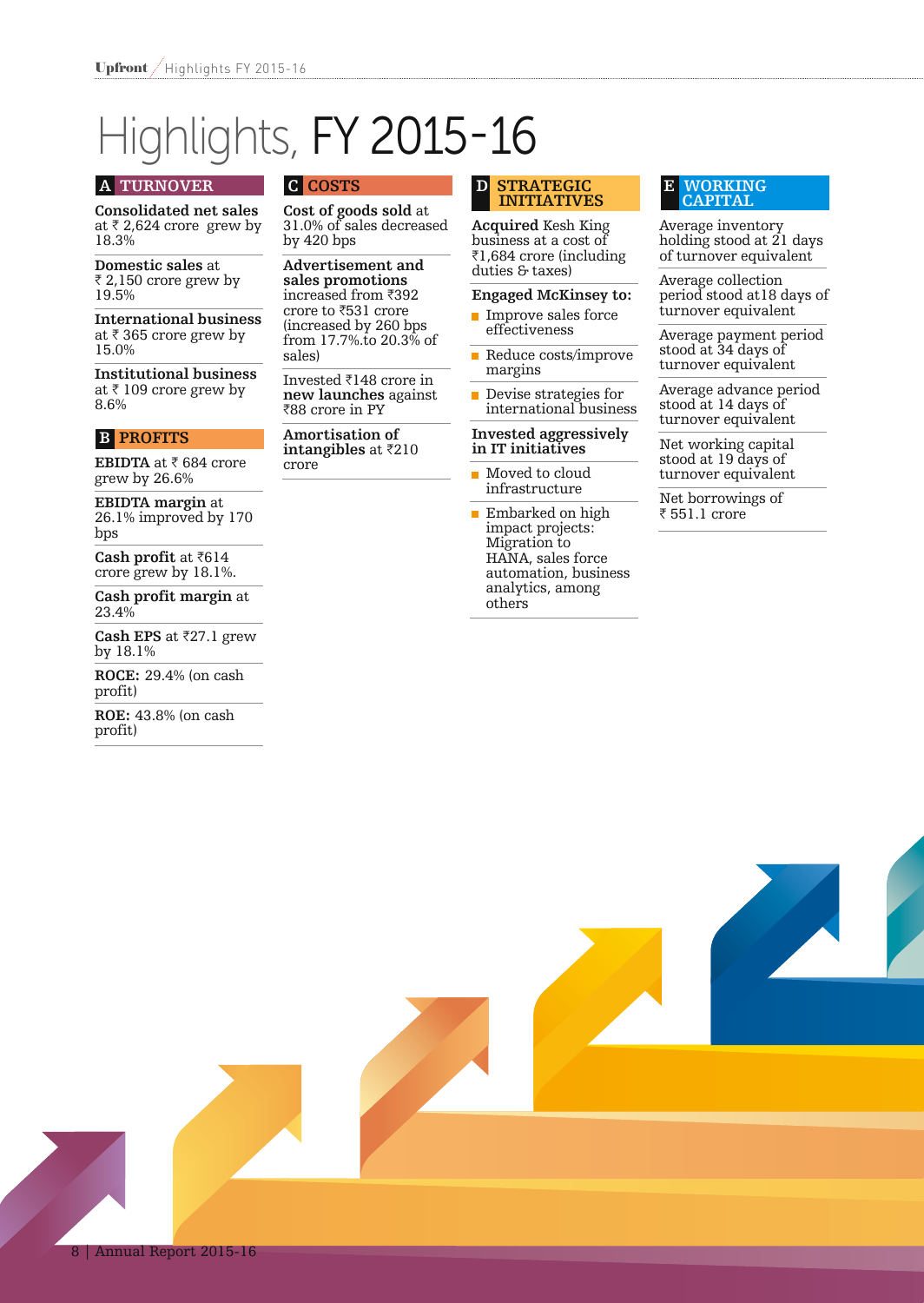# Highlights, FY 2015-16

## A TURNOVER

**Consolidated net sales** at ₹ 2,624 crore grew by 18.3%

**Domestic sales** at ₹ 2,150 crore grew by 19.5%

**International business** at ₹ 365 crore grew by 15.0%

**Institutional business** at ₹ 109 crore grew by 8.6%

## B PROFITS

**EBIDTA** at ₹ 684 crore grew by 26.6%

**EBIDTA margin** at 26.1% improved by 170 bps

**Cash profit** at ₹614 crore grew by 18.1%.

**Cash profit margin** at 23.4%

**Cash EPS** at ₹27.1 grew by 18.1%

**ROCE:** 29.4% (on cash profit)

**ROE:** 43.8% (on cash profit)

## C COSTS

**Cost of goods sold** at 31.0% of sales decreased by 420 bps

**Advertisement and sales promotions** increased from ₹392 crore to ₹531 crore (increased by 260 bps from 17.7%.to 20.3% of sales)

Invested ₹148 crore in **new launches** against ₹88 crore in PY

**Amortisation of intangibles** at ₹210 crore

## D STRATEGIC INITIATIVES

**Acquired** Kesh King business at a cost of ₹1,684 crore (including duties & taxes)

**Engaged McKinsey to:**

- Improve sales force effectiveness
- Reduce costs/improve margins
- Devise strategies for international business

**Invested aggressively in IT initiatives**

- Moved to cloud infrastructure
- Embarked on high impact projects: Migration to HANA, sales force automation, business analytics, among others

## E WORKING CAPITAL

Average inventory holding stood at 21 days of turnover equivalent

Average collection period stood at18 days of turnover equivalent

Average payment period stood at 34 days of turnover equivalent

Average advance period stood at 14 days of turnover equivalent

Net working capital stood at 19 days of turnover equivalent

Net borrowings of ₹ 551.1 crore